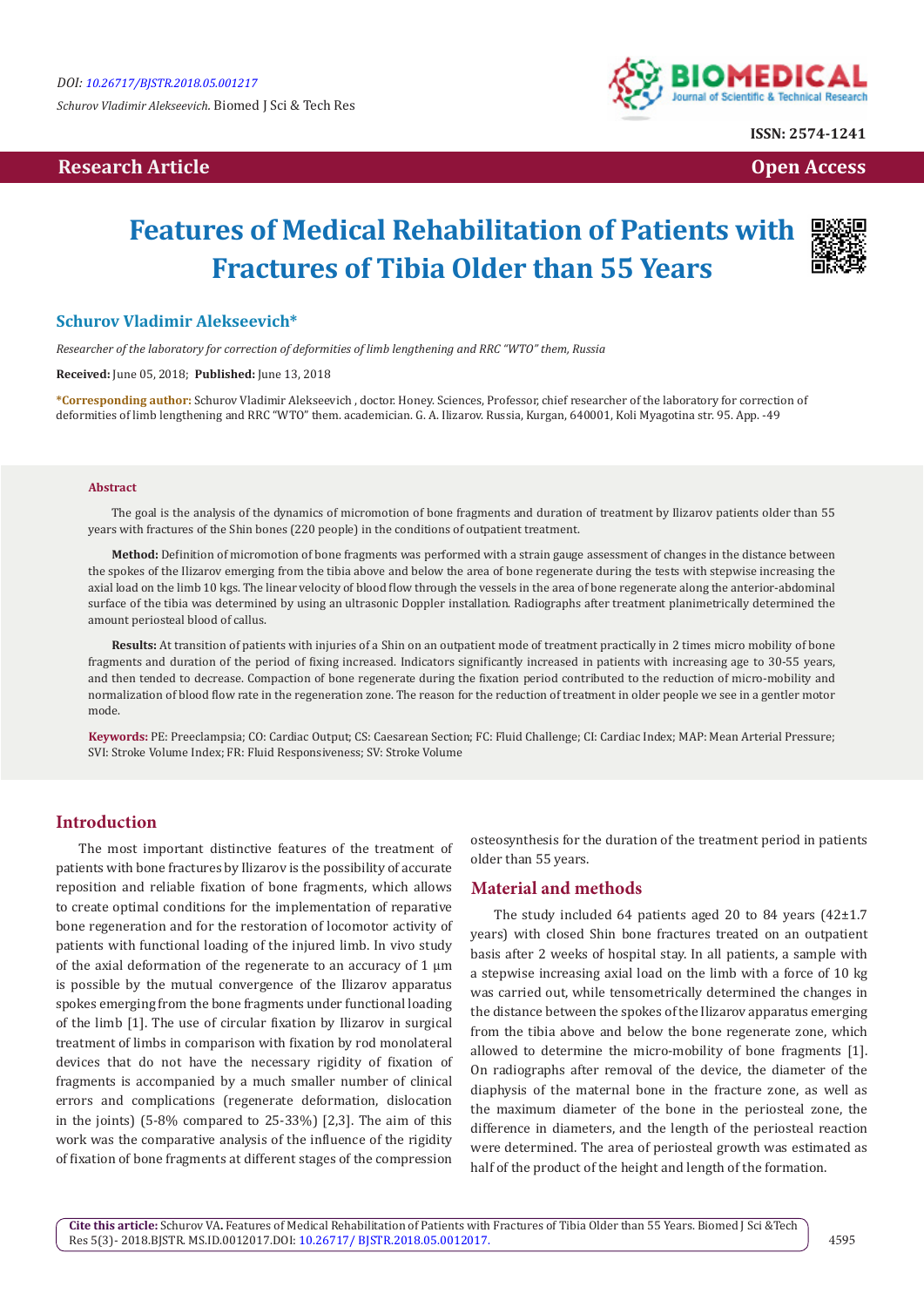DOI: 10.26717/BJSTR.2018.05.001217

*Schurov Vladimir Alekseevich.* Biomed J Sci & Tech Res

ISSN: 2574-1241

**Research Article** **Open Access**

# Features of Medical Rehabilitation of Patients with Fractures of Tibia Older than 55 Years

**Schurov Vladimir Alekseevich\***

*Researcher of the laboratory for correction of deformities of limb lengthening and RRC "WTO" them, Russia*

**Received:** June 05, 2018; **Published:** June 13, 2018

**\*Corresponding author:** Schurov Vladimir Alekseevich , doctor. Honey. Sciences, Professor, chief researcher of the laboratory for correction of deformities of limb lengthening and RRC "WTO" them. academician. G. A. Ilizarov. Russia, Kurgan, 640001, Koli Myagotina str. 95. App. -49

## Abstract

The goal is the analysis of the dynamics of micromotion of bone fragments and duration of treatment by Ilizarov patients older than 55 years with fractures of the Shin bones (220 people) in the conditions of outpatient treatment.

**Method:** Definition of micromotion of bone fragments was performed with a strain gauge assessment of changes in the distance between the spokes of the Ilizarov emerging from the tibia above and below the area of bone regenerate during the tests with stepwise increasing the axial load on the limb 10 kgs. The linear velocity of blood flow through the vessels in the area of bone regenerate along the anterior-abdominal surface of the tibia was determined by using an ultrasonic Doppler installation. Radiographs after treatment planimetrically determined the amount periosteal blood of callus.

**Results:** At transition of patients with injuries of a Shin on an outpatient mode of treatment practically in 2 times micro mobility of bone fragments and duration of the period of fixing increased. Indicators significantly increased in patients with increasing age to 30-55 years, and then tended to decrease. Compaction of bone regenerate during the fixation period contributed to the reduction of micro-mobility and normalization of blood flow rate in the regeneration zone. The reason for the reduction of treatment in older people we see in a gentler motor mode.

**Keywords:** PE: Preeclampsia; CO: Cardiac Output; CS: Caesarean Section; FC: Fluid Challenge; CI: Cardiac Index; MAP: Mean Arterial Pressure; SVI: Stroke Volume Index; FR: Fluid Responsiveness; SV: Stroke Volume

## Introduction

The most important distinctive features of the treatment of patients with bone fractures by Ilizarov is the possibility of accurate reposition and reliable fixation of bone fragments, which allows to create optimal conditions for the implementation of reparative bone regeneration and for the restoration of locomotor activity of patients with functional loading of the injured limb. In vivo study of the axial deformation of the regenerate to an accuracy of 1 μm is possible by the mutual convergence of the Ilizarov apparatus spokes emerging from the bone fragments under functional loading of the limb [1]. The use of circular fixation by Ilizarov in surgical treatment of limbs in comparison with fixation by rod monolateral devices that do not have the necessary rigidity of fixation of fragments is accompanied by a much smaller number of clinical errors and complications (regenerate deformation, dislocation in the joints) (5-8% compared to 25-33%) [2,3]. The aim of this work was the comparative analysis of the influence of the rigidity of fixation of bone fragments at different stages of the compression osteosynthesis for the duration of the treatment period in patients older than 55 years.

## Material and methods

The study included 64 patients aged 20 to 84 years (42±1.7 years) with closed Shin bone fractures treated on an outpatient basis after 2 weeks of hospital stay. In all patients, a sample with a stepwise increasing axial load on the limb with a force of 10 kg was carried out, while tensometrically determined the changes in the distance between the spokes of the Ilizarov apparatus emerging from the tibia above and below the bone regenerate zone, which allowed to determine the micro-mobility of bone fragments [1]. On radiographs after removal of the device, the diameter of the diaphysis of the maternal bone in the fracture zone, as well as the maximum diameter of the bone in the periosteal zone, the difference in diameters, and the length of the periosteal reaction were determined. The area of periosteal growth was estimated as half of the product of the height and length of the formation.

**Cite this article:** Schurov VA. Features of Medical Rehabilitation of Patients with Fractures of Tibia Older than 55 Years. Biomed J Sci &Tech Res 5(3)- 2018.BJSTR. MS.ID.0012017.DOI: 10.26717/ BJSTR.2018.05.0012017.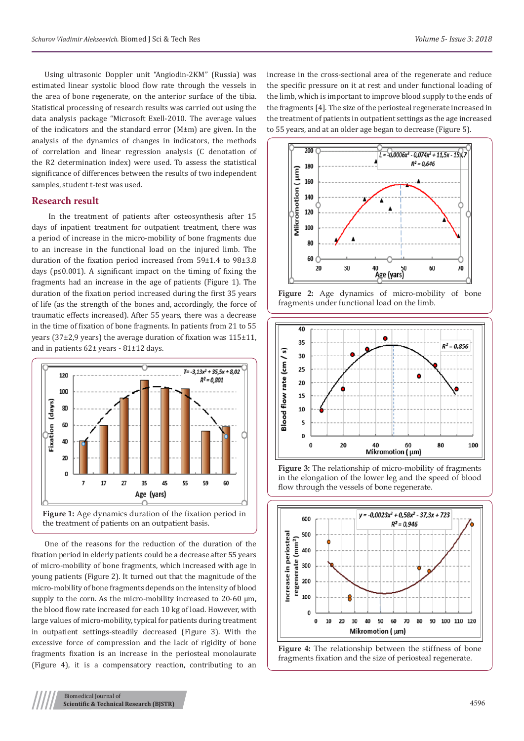Using ultrasonic Doppler unit "Angiodin-2KM" (Russia) was estimated linear systolic blood flow rate through the vessels in the area of bone regenerate, on the anterior surface of the tibia. Statistical processing of research results was carried out using the data analysis package "Microsoft Exell-2010. The average values of the indicators and the standard error (M±m) are given. In the analysis of the dynamics of changes in indicators, the methods of correlation and linear regression analysis (C denotation of the R2 determination index) were used. To assess the statistical significance of differences between the results of two independent samples, student t-test was used.

## Research result

In the treatment of patients after osteosynthesis after 15 days of inpatient treatment for outpatient treatment, there was a period of increase in the micro-mobility of bone fragments due to an increase in the functional load on the injured limb. The duration of the fixation period increased from 59±1.4 to 98±3.8 days (p≤0.001). A significant impact on the timing of fixing the fragments had an increase in the age of patients (Figure 1). The duration of the fixation period increased during the first 35 years of life (as the strength of the bones and, accordingly, the force of traumatic effects increased). After 55 years, there was a decrease in the time of fixation of bone fragments. In patients from 21 to 55 years (37±2,9 years) the average duration of fixation was 115±11, and in patients 62± years - 81±12 days.

**Figure 1:** Age dynamics duration of the fixation period in the treatment of patients on an outpatient basis.

One of the reasons for the reduction of the duration of the fixation period in elderly patients could be a decrease after 55 years of micro-mobility of bone fragments, which increased with age in young patients (Figure 2). It turned out that the magnitude of the micro-mobility of bone fragments depends on the intensity of blood supply to the corn. As the micro-mobility increased to 20-60 µm, the blood flow rate increased for each 10 kg of load. However, with large values of micro-mobility, typical for patients during treatment in outpatient settings-steadily decreased (Figure 3). With the excessive force of compression and the lack of rigidity of bone fragments fixation is an increase in the periosteal monolaurate (Figure 4), it is a compensatory reaction, contributing to an increase in the cross-sectional area of the regenerate and reduce the specific pressure on it at rest and under functional loading of the limb, which is important to improve blood supply to the ends of the fragments [4]. The size of the periosteal regenerate increased in the treatment of patients in outpatient settings as the age increased to 55 years, and at an older age began to decrease (Figure 5).

**Figure 2:** Age dynamics of micro-mobility of bone fragments under functional load on the limb.

**Figure 3:** The relationship of micro-mobility of fragments in the elongation of the lower leg and the speed of blood flow through the vessels of bone regenerate.

**Figure 4:** The relationship between the stiffness of bone fragments fixation and the size of periosteal regenerate.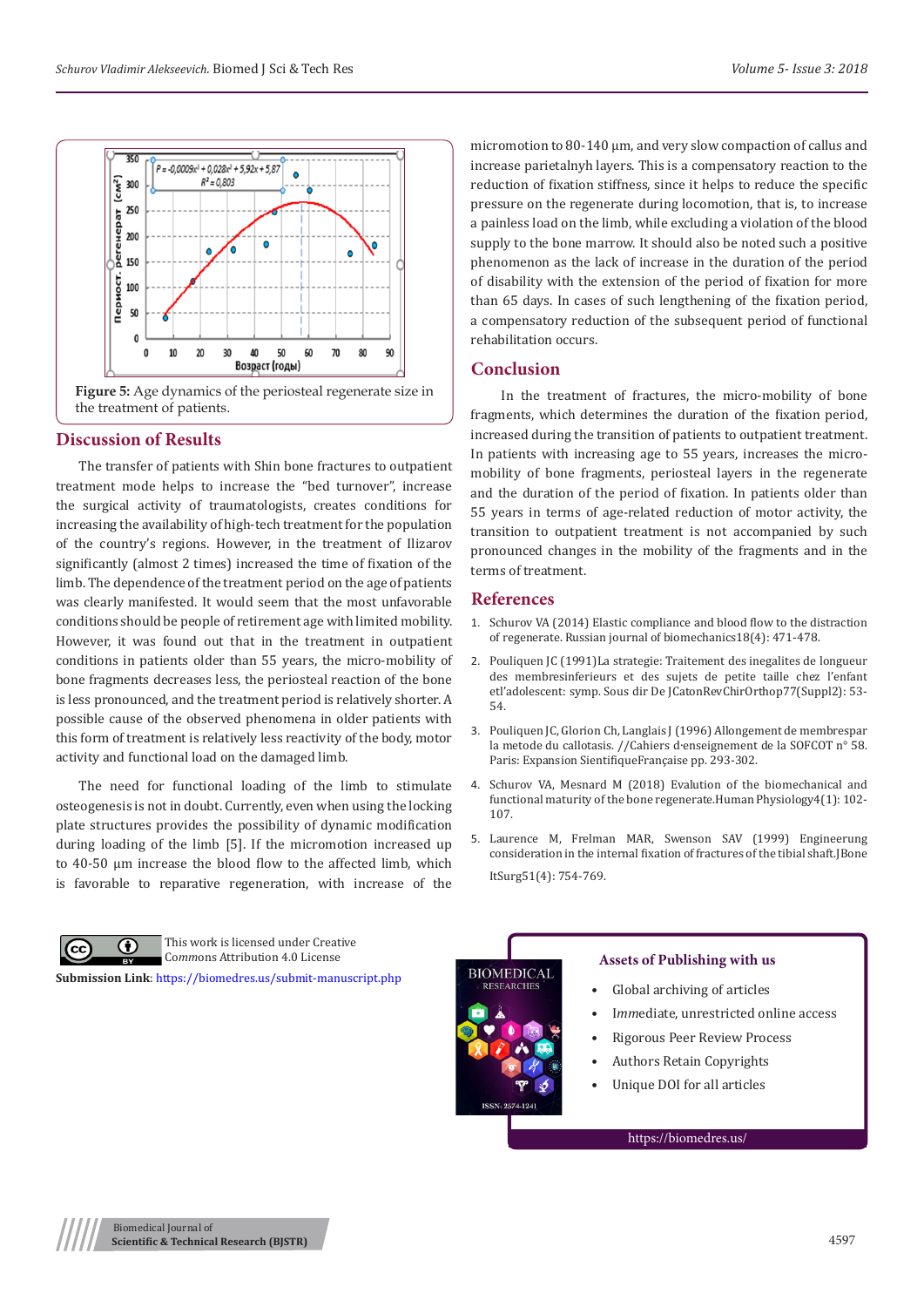P = -0,0009x³ + 0,028x² + 5,92x + 5,87
$R^2$ = 0,803

Периост. регенерат (см²)

350
300
250
200
150
100
50
0

0 10 20 30 40 50 60 70 80 90

Возраст (годы)

**Figure 5:** Age dynamics of the periosteal regenerate size in the treatment of patients.

## Discussion of Results

The transfer of patients with Shin bone fractures to outpatient treatment mode helps to increase the "bed turnover", increase the surgical activity of traumatologists, creates conditions for increasing the availability of high-tech treatment for the population of the country's regions. However, in the treatment of Ilizarov significantly (almost 2 times) increased the time of fixation of the limb. The dependence of the treatment period on the age of patients was clearly manifested. It would seem that the most unfavorable conditions should be people of retirement age with limited mobility. However, it was found out that in the treatment in outpatient conditions in patients older than 55 years, the micro-mobility of bone fragments decreases less, the periosteal reaction of the bone is less pronounced, and the treatment period is relatively shorter. A possible cause of the observed phenomena in older patients with this form of treatment is relatively less reactivity of the body, motor activity and functional load on the damaged limb.

The need for functional loading of the limb to stimulate osteogenesis is not in doubt. Currently, even when using the locking plate structures provides the possibility of dynamic modification during loading of the limb [5]. If the micromotion increased up to 40-50 µm increase the blood flow to the affected limb, which is favorable to reparative regeneration, with increase of the micromotion to 80-140 µm, and very slow compaction of callus and increase parietalnyh layers. This is a compensatory reaction to the reduction of fixation stiffness, since it helps to reduce the specific pressure on the regenerate during locomotion, that is, to increase a painless load on the limb, while excluding a violation of the blood supply to the bone marrow. It should also be noted such a positive phenomenon as the lack of increase in the duration of the period of disability with the extension of the period of fixation for more than 65 days. In cases of such lengthening of the fixation period, a compensatory reduction of the subsequent period of functional rehabilitation occurs.

## Conclusion

In the treatment of fractures, the micro-mobility of bone fragments, which determines the duration of the fixation period, increased during the transition of patients to outpatient treatment. In patients with increasing age to 55 years, increases the micro-mobility of bone fragments, periosteal layers in the regenerate and the duration of the period of fixation. In patients older than 55 years in terms of age-related reduction of motor activity, the transition to outpatient treatment is not accompanied by such pronounced changes in the mobility of the fragments and in the terms of treatment.

## References

1. Schurov VA (2014) Elastic compliance and blood flow to the distraction of regenerate. Russian journal of biomechanics18(4): 471-478.
2. Pouliquen JC (1991)La strategie: Traitement des inegalites de longueur des membresinferieurs et des sujets de petite taille chez l'enfant etl'adolescent: symp. Sous dir De JCatonRevChirOrthop77(Suppl2): 53-54.
3. Pouliquen JC, Glorion Ch, Langlais J (1996) Allongement de membrespar la metode du callotasis. //Cahiers d·enseignement de la SOFCOT n° 58. Paris: Expansion SientifiqueFrançaise pp. 293-302.
4. Schurov VA, Mesnard M (2018) Evalution of the biomechanical and functional maturity of the bone regenerate.Human Physiology4(1): 102-107.
5. Laurence M, Frelman MAR, Swenson SAV (1999) Engineerung consideration in the internal fixation of fractures of the tibial shaft.JBone ItSurg51(4): 754-769.

This work is licensed under Creative Commons Attribution 4.0 License

**Submission Link**: https://biomedres.us/submit-manuscript.php

### Assets of Publishing with us

- Global archiving of articles
- Immediate, unrestricted online access
- Rigorous Peer Review Process
- Authors Retain Copyrights
- Unique DOI for all articles

https://biomedres.us/